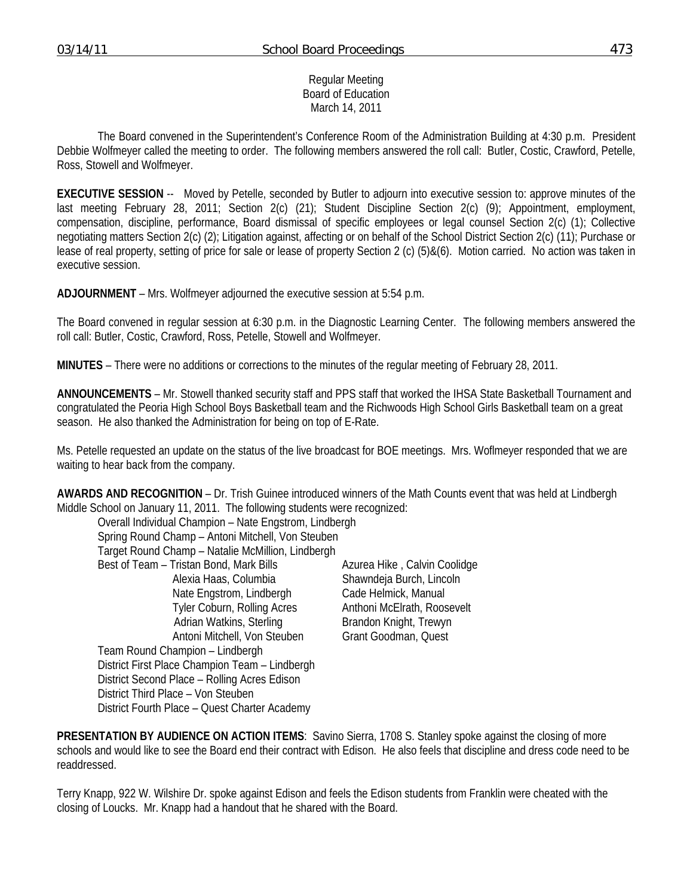Regular Meeting
Board of Education
March 14, 2011

The Board convened in the Superintendent's Conference Room of the Administration Building at 4:30 p.m. President Debbie Wolfmeyer called the meeting to order. The following members answered the roll call: Butler, Costic, Crawford, Petelle, Ross, Stowell and Wolfmeyer.

**EXECUTIVE SESSION** -- Moved by Petelle, seconded by Butler to adjourn into executive session to: approve minutes of the last meeting February 28, 2011; Section 2(c) (21); Student Discipline Section 2(c) (9); Appointment, employment, compensation, discipline, performance, Board dismissal of specific employees or legal counsel Section 2(c) (1); Collective negotiating matters Section 2(c) (2); Litigation against, affecting or on behalf of the School District Section 2(c) (11); Purchase or lease of real property, setting of price for sale or lease of property Section 2 (c) (5)&(6). Motion carried. No action was taken in executive session.

**ADJOURNMENT** – Mrs. Wolfmeyer adjourned the executive session at 5:54 p.m.

The Board convened in regular session at 6:30 p.m. in the Diagnostic Learning Center. The following members answered the roll call: Butler, Costic, Crawford, Ross, Petelle, Stowell and Wolfmeyer.

**MINUTES** – There were no additions or corrections to the minutes of the regular meeting of February 28, 2011.

**ANNOUNCEMENTS** – Mr. Stowell thanked security staff and PPS staff that worked the IHSA State Basketball Tournament and congratulated the Peoria High School Boys Basketball team and the Richwoods High School Girls Basketball team on a great season. He also thanked the Administration for being on top of E-Rate.

Ms. Petelle requested an update on the status of the live broadcast for BOE meetings. Mrs. Woflmeyer responded that we are waiting to hear back from the company.

**AWARDS AND RECOGNITION** – Dr. Trish Guinee introduced winners of the Math Counts event that was held at Lindbergh Middle School on January 11, 2011. The following students were recognized:

Overall Individual Champion – Nate Engstrom, Lindbergh
Spring Round Champ – Antoni Mitchell, Von Steuben
Target Round Champ – Natalie McMillion, Lindbergh
Best of Team – Tristan Bond, Mark Bills
Alexia Haas, Columbia
Nate Engstrom, Lindbergh
Tyler Coburn, Rolling Acres
Adrian Watkins, Sterling
Antoni Mitchell, Von Steuben
Azurea Hike , Calvin Coolidge
Shawndeja Burch, Lincoln
Cade Helmick, Manual
Anthoni McElrath, Roosevelt
Brandon Knight, Trewyn
Grant Goodman, Quest
Team Round Champion – Lindbergh
District First Place Champion Team – Lindbergh
District Second Place – Rolling Acres Edison
District Third Place – Von Steuben
District Fourth Place – Quest Charter Academy

**PRESENTATION BY AUDIENCE ON ACTION ITEMS**: Savino Sierra, 1708 S. Stanley spoke against the closing of more schools and would like to see the Board end their contract with Edison. He also feels that discipline and dress code need to be readdressed.

Terry Knapp, 922 W. Wilshire Dr. spoke against Edison and feels the Edison students from Franklin were cheated with the closing of Loucks. Mr. Knapp had a handout that he shared with the Board.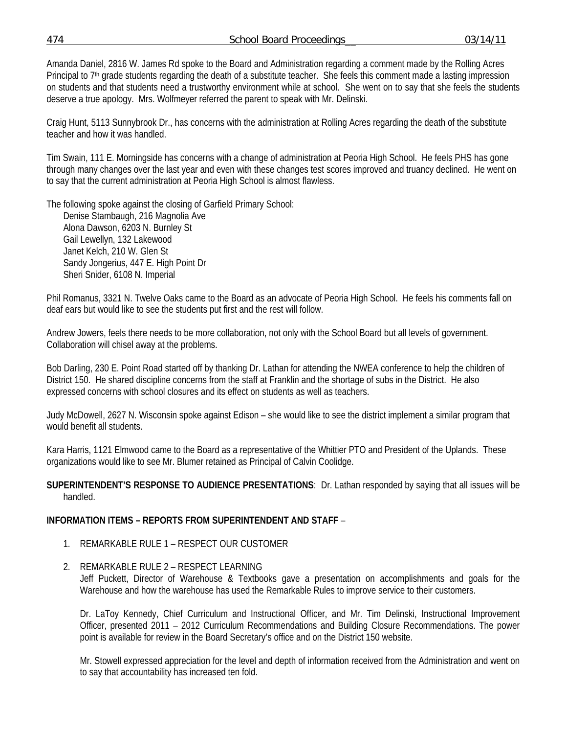Amanda Daniel, 2816 W. James Rd spoke to the Board and Administration regarding a comment made by the Rolling Acres Principal to 7th grade students regarding the death of a substitute teacher. She feels this comment made a lasting impression on students and that students need a trustworthy environment while at school. She went on to say that she feels the students deserve a true apology. Mrs. Wolfmeyer referred the parent to speak with Mr. Delinski.

Craig Hunt, 5113 Sunnybrook Dr., has concerns with the administration at Rolling Acres regarding the death of the substitute teacher and how it was handled.

Tim Swain, 111 E. Morningside has concerns with a change of administration at Peoria High School. He feels PHS has gone through many changes over the last year and even with these changes test scores improved and truancy declined. He went on to say that the current administration at Peoria High School is almost flawless.

The following spoke against the closing of Garfield Primary School:

Denise Stambaugh, 216 Magnolia Ave
Alona Dawson, 6203 N. Burnley St
Gail Lewellyn, 132 Lakewood
Janet Kelch, 210 W. Glen St
Sandy Jongerius, 447 E. High Point Dr
Sheri Snider, 6108 N. Imperial

Phil Romanus, 3321 N. Twelve Oaks came to the Board as an advocate of Peoria High School. He feels his comments fall on deaf ears but would like to see the students put first and the rest will follow.

Andrew Jowers, feels there needs to be more collaboration, not only with the School Board but all levels of government. Collaboration will chisel away at the problems.

Bob Darling, 230 E. Point Road started off by thanking Dr. Lathan for attending the NWEA conference to help the children of District 150. He shared discipline concerns from the staff at Franklin and the shortage of subs in the District. He also expressed concerns with school closures and its effect on students as well as teachers.

Judy McDowell, 2627 N. Wisconsin spoke against Edison – she would like to see the district implement a similar program that would benefit all students.

Kara Harris, 1121 Elmwood came to the Board as a representative of the Whittier PTO and President of the Uplands. These organizations would like to see Mr. Blumer retained as Principal of Calvin Coolidge.

**SUPERINTENDENT'S RESPONSE TO AUDIENCE PRESENTATIONS**: Dr. Lathan responded by saying that all issues will be handled.

**INFORMATION ITEMS – REPORTS FROM SUPERINTENDENT AND STAFF** –

1. REMARKABLE RULE 1 – RESPECT OUR CUSTOMER

2. REMARKABLE RULE 2 – RESPECT LEARNING
   Jeff Puckett, Director of Warehouse & Textbooks gave a presentation on accomplishments and goals for the Warehouse and how the warehouse has used the Remarkable Rules to improve service to their customers.

   Dr. LaToy Kennedy, Chief Curriculum and Instructional Officer, and Mr. Tim Delinski, Instructional Improvement Officer, presented 2011 – 2012 Curriculum Recommendations and Building Closure Recommendations. The power point is available for review in the Board Secretary's office and on the District 150 website.

   Mr. Stowell expressed appreciation for the level and depth of information received from the Administration and went on to say that accountability has increased ten fold.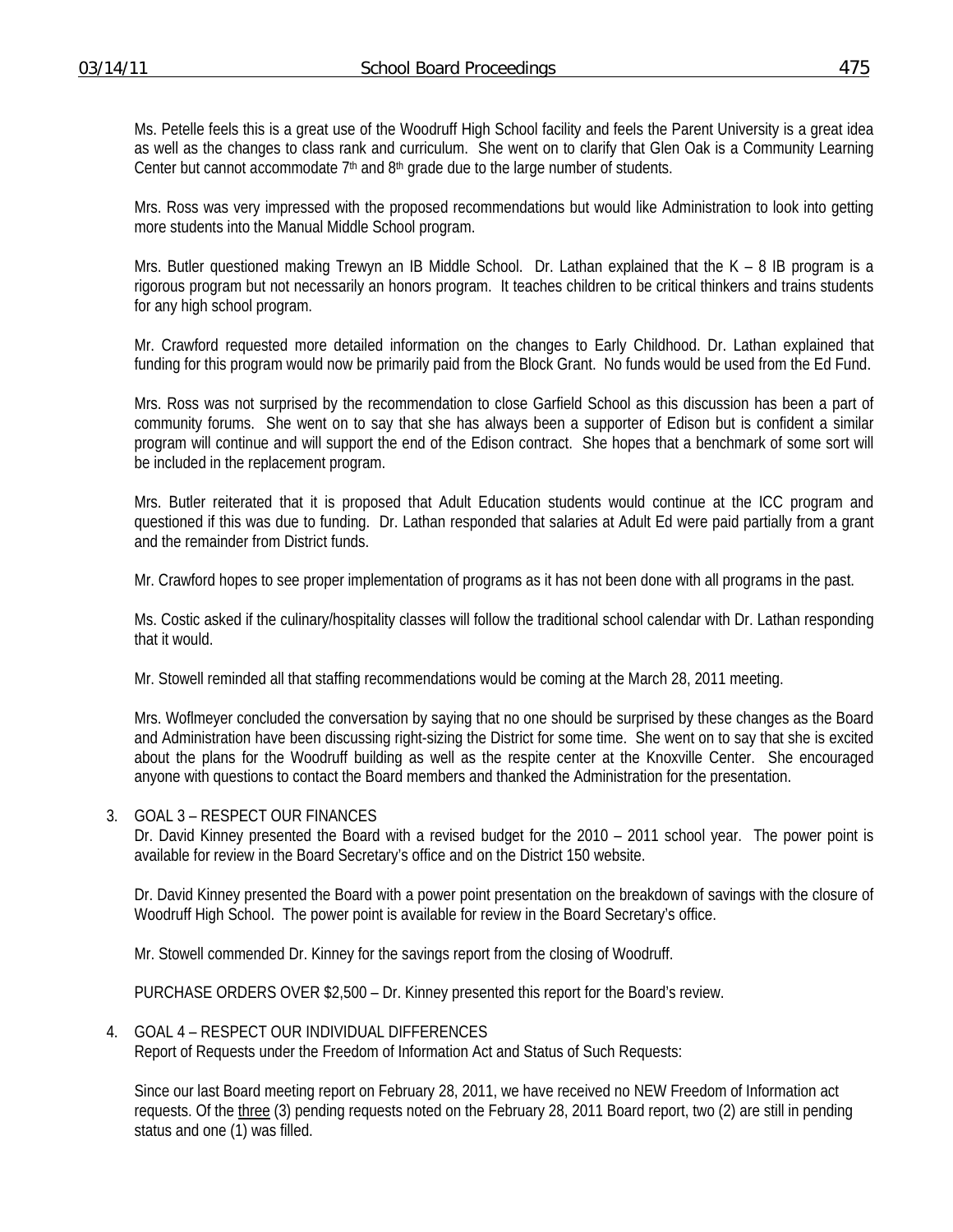Ms. Petelle feels this is a great use of the Woodruff High School facility and feels the Parent University is a great idea as well as the changes to class rank and curriculum. She went on to clarify that Glen Oak is a Community Learning Center but cannot accommodate 7th and 8th grade due to the large number of students.

Mrs. Ross was very impressed with the proposed recommendations but would like Administration to look into getting more students into the Manual Middle School program.

Mrs. Butler questioned making Trewyn an IB Middle School. Dr. Lathan explained that the K – 8 IB program is a rigorous program but not necessarily an honors program. It teaches children to be critical thinkers and trains students for any high school program.

Mr. Crawford requested more detailed information on the changes to Early Childhood. Dr. Lathan explained that funding for this program would now be primarily paid from the Block Grant. No funds would be used from the Ed Fund.

Mrs. Ross was not surprised by the recommendation to close Garfield School as this discussion has been a part of community forums. She went on to say that she has always been a supporter of Edison but is confident a similar program will continue and will support the end of the Edison contract. She hopes that a benchmark of some sort will be included in the replacement program.

Mrs. Butler reiterated that it is proposed that Adult Education students would continue at the ICC program and questioned if this was due to funding. Dr. Lathan responded that salaries at Adult Ed were paid partially from a grant and the remainder from District funds.

Mr. Crawford hopes to see proper implementation of programs as it has not been done with all programs in the past.

Ms. Costic asked if the culinary/hospitality classes will follow the traditional school calendar with Dr. Lathan responding that it would.

Mr. Stowell reminded all that staffing recommendations would be coming at the March 28, 2011 meeting.

Mrs. Woflmeyer concluded the conversation by saying that no one should be surprised by these changes as the Board and Administration have been discussing right-sizing the District for some time. She went on to say that she is excited about the plans for the Woodruff building as well as the respite center at the Knoxville Center. She encouraged anyone with questions to contact the Board members and thanked the Administration for the presentation.

3. GOAL 3 – RESPECT OUR FINANCES

Dr. David Kinney presented the Board with a revised budget for the 2010 – 2011 school year. The power point is available for review in the Board Secretary's office and on the District 150 website.

Dr. David Kinney presented the Board with a power point presentation on the breakdown of savings with the closure of Woodruff High School. The power point is available for review in the Board Secretary's office.

Mr. Stowell commended Dr. Kinney for the savings report from the closing of Woodruff.

PURCHASE ORDERS OVER $2,500 – Dr. Kinney presented this report for the Board's review.

4. GOAL 4 – RESPECT OUR INDIVIDUAL DIFFERENCES

Report of Requests under the Freedom of Information Act and Status of Such Requests:

Since our last Board meeting report on February 28, 2011, we have received no NEW Freedom of Information act requests. Of the three (3) pending requests noted on the February 28, 2011 Board report, two (2) are still in pending status and one (1) was filled.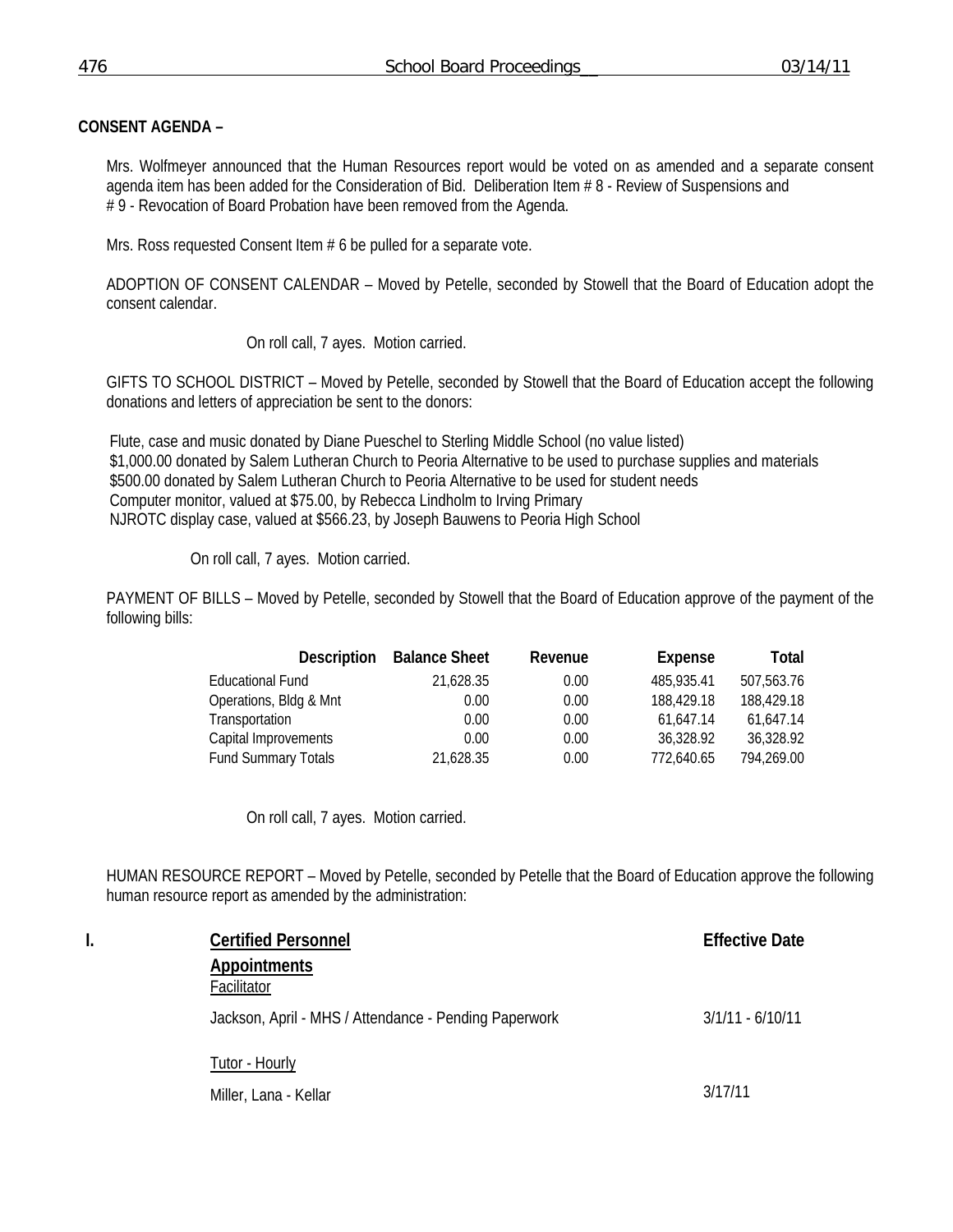**CONSENT AGENDA –**

Mrs. Wolfmeyer announced that the Human Resources report would be voted on as amended and a separate consent agenda item has been added for the Consideration of Bid. Deliberation Item # 8 - Review of Suspensions and # 9 - Revocation of Board Probation have been removed from the Agenda.

Mrs. Ross requested Consent Item # 6 be pulled for a separate vote.

ADOPTION OF CONSENT CALENDAR – Moved by Petelle, seconded by Stowell that the Board of Education adopt the consent calendar.

On roll call, 7 ayes. Motion carried.

GIFTS TO SCHOOL DISTRICT – Moved by Petelle, seconded by Stowell that the Board of Education accept the following donations and letters of appreciation be sent to the donors:

Flute, case and music donated by Diane Pueschel to Sterling Middle School (no value listed)
$1,000.00 donated by Salem Lutheran Church to Peoria Alternative to be used to purchase supplies and materials
$500.00 donated by Salem Lutheran Church to Peoria Alternative to be used for student needs
Computer monitor, valued at $75.00, by Rebecca Lindholm to Irving Primary
NJROTC display case, valued at $566.23, by Joseph Bauwens to Peoria High School

On roll call, 7 ayes. Motion carried.

PAYMENT OF BILLS – Moved by Petelle, seconded by Stowell that the Board of Education approve of the payment of the following bills:

| Description | Balance Sheet | Revenue | Expense | Total |
|---|---|---|---|---|
| Educational Fund | 21,628.35 | 0.00 | 485,935.41 | 507,563.76 |
| Operations, Bldg & Mnt | 0.00 | 0.00 | 188,429.18 | 188,429.18 |
| Transportation | 0.00 | 0.00 | 61,647.14 | 61,647.14 |
| Capital Improvements | 0.00 | 0.00 | 36,328.92 | 36,328.92 |
| Fund Summary Totals | 21,628.35 | 0.00 | 772,640.65 | 794,269.00 |

On roll call, 7 ayes. Motion carried.

HUMAN RESOURCE REPORT – Moved by Petelle, seconded by Petelle that the Board of Education approve the following human resource report as amended by the administration:

**I. Certified Personnel** — **Effective Date**

**Appointments**

Facilitator

Jackson, April - MHS / Attendance - Pending Paperwork — 3/1/11 - 6/10/11

Tutor - Hourly

Miller, Lana - Kellar — 3/17/11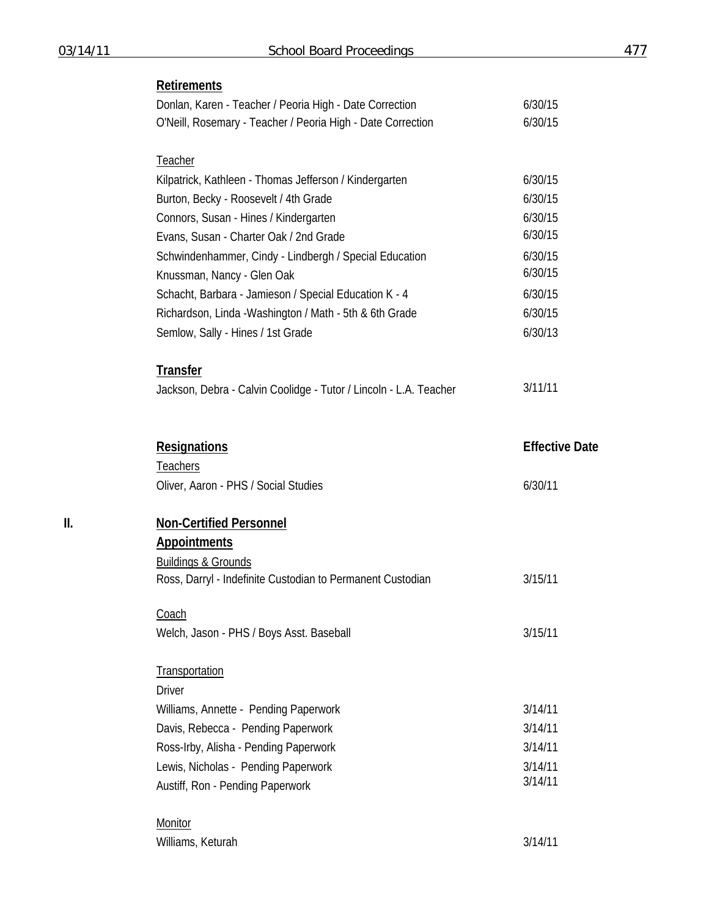**Retirements**

| | |
|---|---|
| Donlan, Karen - Teacher / Peoria High - Date Correction | 6/30/15 |
| O'Neill, Rosemary - Teacher / Peoria High - Date Correction | 6/30/15 |

Teacher

| | |
|---|---|
| Kilpatrick, Kathleen - Thomas Jefferson / Kindergarten | 6/30/15 |
| Burton, Becky - Roosevelt / 4th Grade | 6/30/15 |
| Connors, Susan - Hines / Kindergarten | 6/30/15 |
| Evans, Susan - Charter Oak / 2nd Grade | 6/30/15 |
| Schwindenhammer, Cindy - Lindbergh / Special Education | 6/30/15 |
| Knussman, Nancy - Glen Oak | 6/30/15 |
| Schacht, Barbara - Jamieson / Special Education K - 4 | 6/30/15 |
| Richardson, Linda -Washington / Math - 5th & 6th Grade | 6/30/15 |
| Semlow, Sally - Hines / 1st Grade | 6/30/13 |

**Transfer**

| | |
|---|---|
| Jackson, Debra - Calvin Coolidge - Tutor / Lincoln - L.A. Teacher | 3/11/11 |

| **Resignations** | **Effective Date** |
|---|---|
| Teachers | |
| Oliver, Aaron - PHS / Social Studies | 6/30/11 |

II. **Non-Certified Personnel**

**Appointments**

Buildings & Grounds

| | |
|---|---|
| Ross, Darryl - Indefinite Custodian to Permanent Custodian | 3/15/11 |

Coach

| | |
|---|---|
| Welch, Jason - PHS / Boys Asst. Baseball | 3/15/11 |

Transportation

Driver

| | |
|---|---|
| Williams, Annette - Pending Paperwork | 3/14/11 |
| Davis, Rebecca - Pending Paperwork | 3/14/11 |
| Ross-Irby, Alisha - Pending Paperwork | 3/14/11 |
| Lewis, Nicholas - Pending Paperwork | 3/14/11 |
| Austiff, Ron - Pending Paperwork | 3/14/11 |

Monitor

| | |
|---|---|
| Williams, Keturah | 3/14/11 |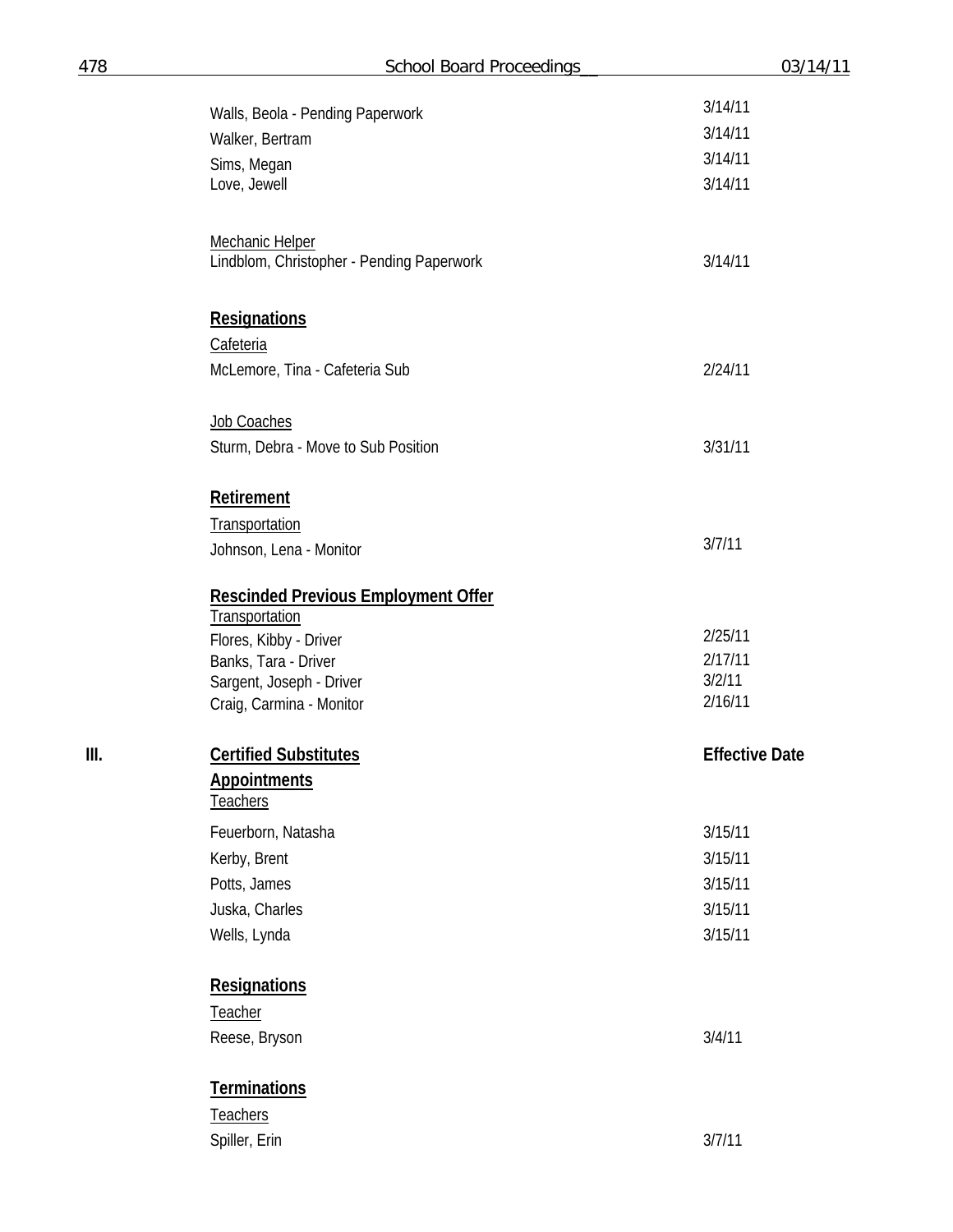Walls, Beola - Pending Paperwork 3/14/11
Walker, Bertram 3/14/11
Sims, Megan 3/14/11
Love, Jewell 3/14/11

Mechanic Helper
Lindblom, Christopher - Pending Paperwork 3/14/11

**Resignations**

Cafeteria
McLemore, Tina - Cafeteria Sub 2/24/11

Job Coaches
Sturm, Debra - Move to Sub Position 3/31/11

**Retirement**

Transportation
Johnson, Lena - Monitor 3/7/11

**Rescinded Previous Employment Offer**

Transportation
Flores, Kibby - Driver 2/25/11
Banks, Tara - Driver 2/17/11
Sargent, Joseph - Driver 3/2/11
Craig, Carmina - Monitor 2/16/11

III. **Certified Substitutes** **Effective Date**

**Appointments**

Teachers
Feuerborn, Natasha 3/15/11
Kerby, Brent 3/15/11
Potts, James 3/15/11
Juska, Charles 3/15/11
Wells, Lynda 3/15/11

**Resignations**

Teacher
Reese, Bryson 3/4/11

**Terminations**

Teachers
Spiller, Erin 3/7/11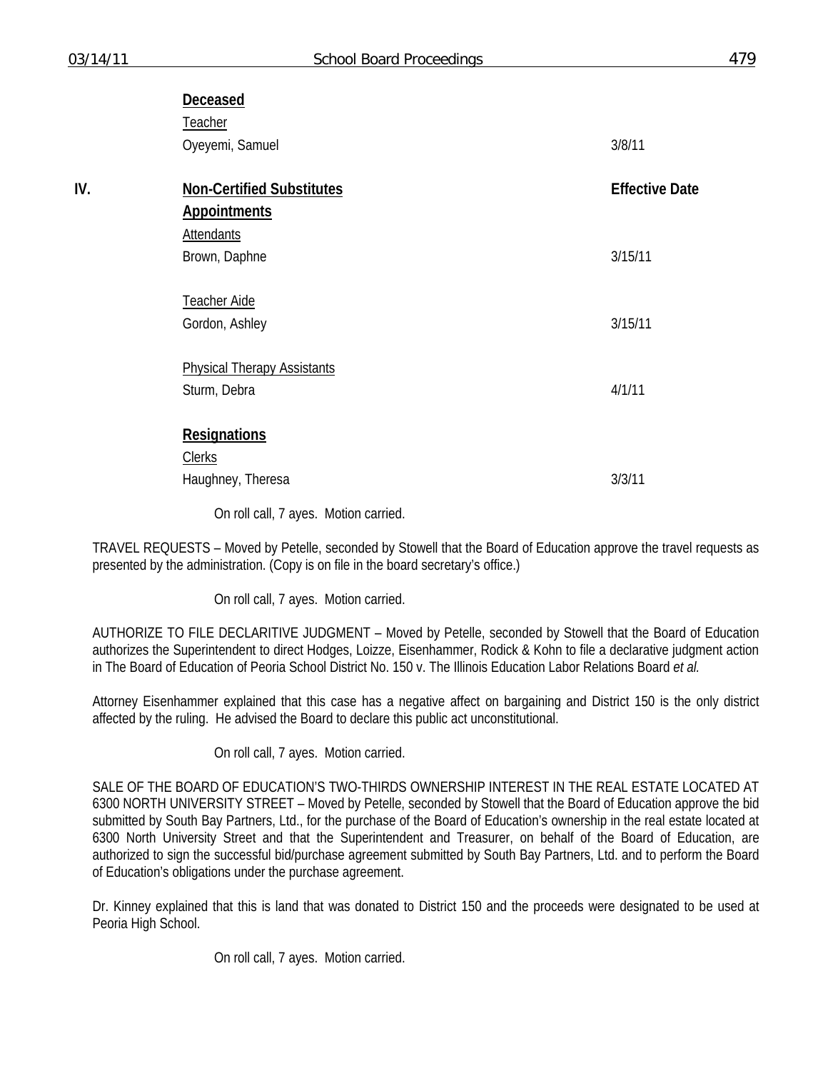**Deceased**

Teacher

Oyeyemi, Samuel 3/8/11

**IV. Non-Certified Substitutes** **Effective Date**

**Appointments**

Attendants

Brown, Daphne 3/15/11

Teacher Aide

Gordon, Ashley 3/15/11

Physical Therapy Assistants

Sturm, Debra 4/1/11

**Resignations**

Clerks

Haughney, Theresa 3/3/11

On roll call, 7 ayes. Motion carried.

TRAVEL REQUESTS – Moved by Petelle, seconded by Stowell that the Board of Education approve the travel requests as presented by the administration. (Copy is on file in the board secretary's office.)

On roll call, 7 ayes. Motion carried.

AUTHORIZE TO FILE DECLARITIVE JUDGMENT – Moved by Petelle, seconded by Stowell that the Board of Education authorizes the Superintendent to direct Hodges, Loizze, Eisenhammer, Rodick & Kohn to file a declarative judgment action in The Board of Education of Peoria School District No. 150 v. The Illinois Education Labor Relations Board *et al.*

Attorney Eisenhammer explained that this case has a negative affect on bargaining and District 150 is the only district affected by the ruling. He advised the Board to declare this public act unconstitutional.

On roll call, 7 ayes. Motion carried.

SALE OF THE BOARD OF EDUCATION'S TWO-THIRDS OWNERSHIP INTEREST IN THE REAL ESTATE LOCATED AT 6300 NORTH UNIVERSITY STREET – Moved by Petelle, seconded by Stowell that the Board of Education approve the bid submitted by South Bay Partners, Ltd., for the purchase of the Board of Education's ownership in the real estate located at 6300 North University Street and that the Superintendent and Treasurer, on behalf of the Board of Education, are authorized to sign the successful bid/purchase agreement submitted by South Bay Partners, Ltd. and to perform the Board of Education's obligations under the purchase agreement.

Dr. Kinney explained that this is land that was donated to District 150 and the proceeds were designated to be used at Peoria High School.

On roll call, 7 ayes. Motion carried.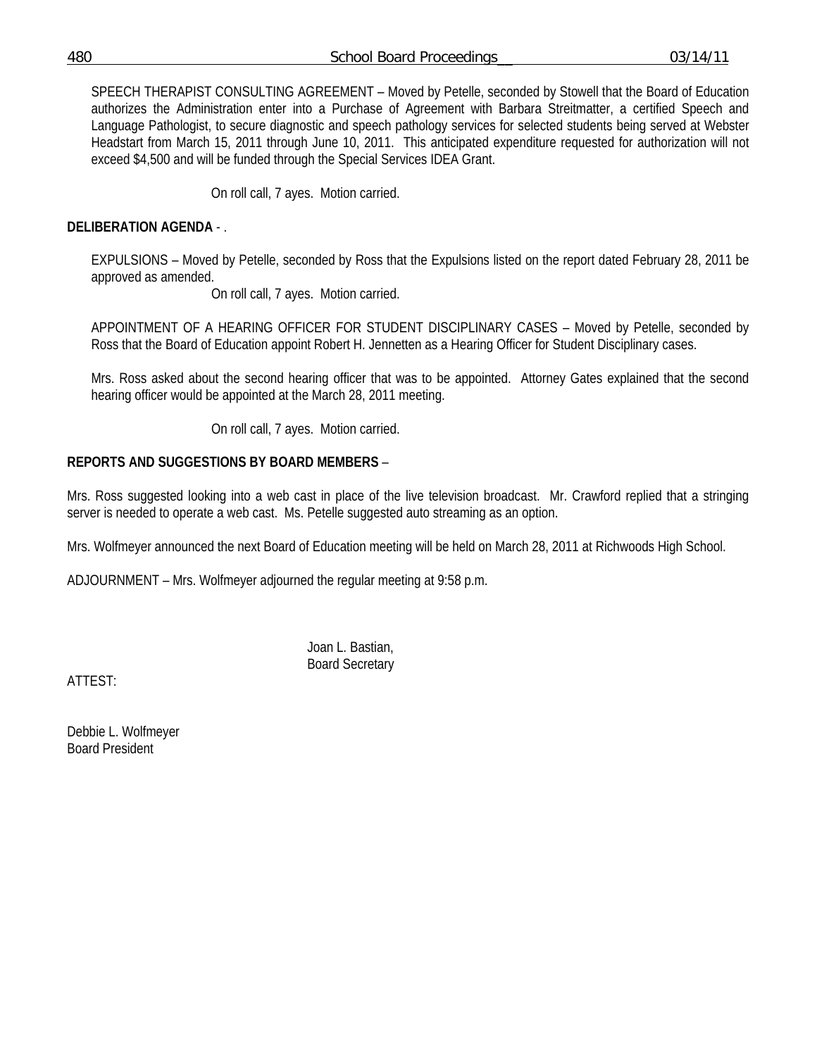SPEECH THERAPIST CONSULTING AGREEMENT – Moved by Petelle, seconded by Stowell that the Board of Education authorizes the Administration enter into a Purchase of Agreement with Barbara Streitmatter, a certified Speech and Language Pathologist, to secure diagnostic and speech pathology services for selected students being served at Webster Headstart from March 15, 2011 through June 10, 2011. This anticipated expenditure requested for authorization will not exceed $4,500 and will be funded through the Special Services IDEA Grant.

On roll call, 7 ayes. Motion carried.

**DELIBERATION AGENDA** - .

EXPULSIONS – Moved by Petelle, seconded by Ross that the Expulsions listed on the report dated February 28, 2011 be approved as amended.

On roll call, 7 ayes. Motion carried.

APPOINTMENT OF A HEARING OFFICER FOR STUDENT DISCIPLINARY CASES – Moved by Petelle, seconded by Ross that the Board of Education appoint Robert H. Jennetten as a Hearing Officer for Student Disciplinary cases.

Mrs. Ross asked about the second hearing officer that was to be appointed. Attorney Gates explained that the second hearing officer would be appointed at the March 28, 2011 meeting.

On roll call, 7 ayes. Motion carried.

**REPORTS AND SUGGESTIONS BY BOARD MEMBERS** –

Mrs. Ross suggested looking into a web cast in place of the live television broadcast. Mr. Crawford replied that a stringing server is needed to operate a web cast. Ms. Petelle suggested auto streaming as an option.

Mrs. Wolfmeyer announced the next Board of Education meeting will be held on March 28, 2011 at Richwoods High School.

ADJOURNMENT – Mrs. Wolfmeyer adjourned the regular meeting at 9:58 p.m.

Joan L. Bastian,
Board Secretary

ATTEST:

Debbie L. Wolfmeyer
Board President